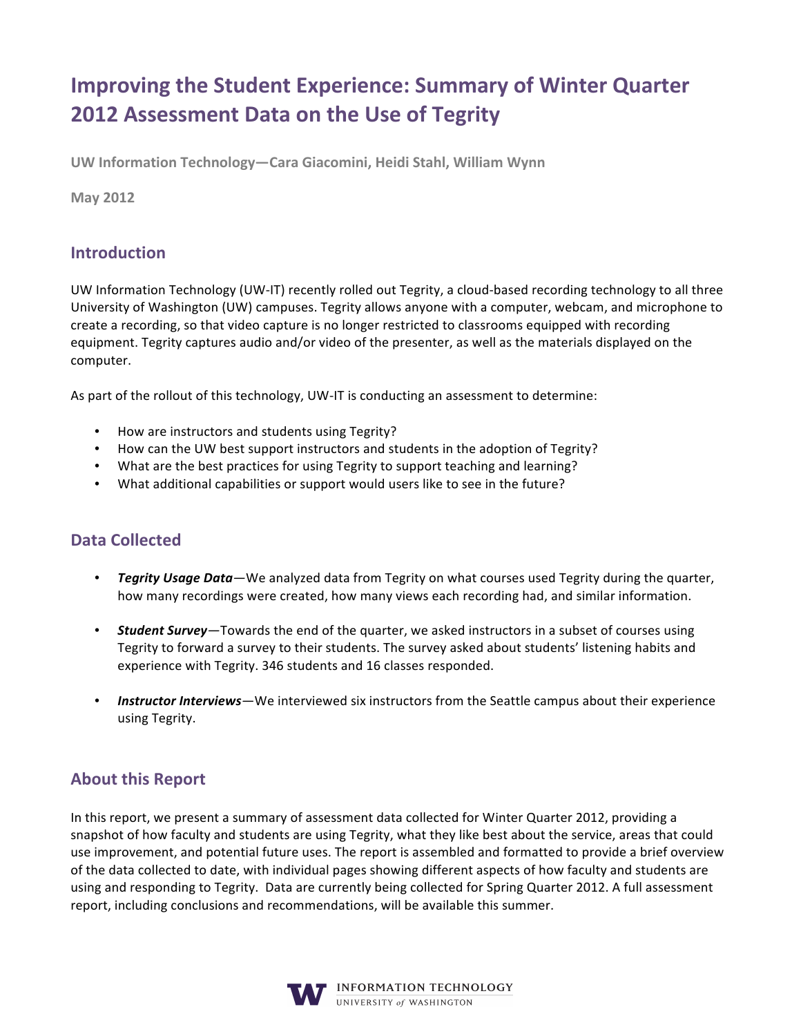# Improving the Student Experience: Summary of Winter Quarter 2012 Assessment Data on the Use of Tegrity

**UW Information Technology—Cara Giacomini, Heidi Stahl, William Wynn**

**May 2012**

## Introduction

UW Information Technology (UW-IT) recently rolled out Tegrity, a cloud-based recording technology to all three University of Washington (UW) campuses. Tegrity allows anyone with a computer, webcam, and microphone to create a recording, so that video capture is no longer restricted to classrooms equipped with recording equipment. Tegrity captures audio and/or video of the presenter, as well as the materials displayed on the computer.

As part of the rollout of this technology, UW-IT is conducting an assessment to determine:

- How are instructors and students using Tegrity?
- How can the UW best support instructors and students in the adoption of Tegrity?
- What are the best practices for using Tegrity to support teaching and learning?
- What additional capabilities or support would users like to see in the future?

## Data Collected

- ***Tegrity Usage Data***—We analyzed data from Tegrity on what courses used Tegrity during the quarter, how many recordings were created, how many views each recording had, and similar information.
- ***Student Survey***—Towards the end of the quarter, we asked instructors in a subset of courses using Tegrity to forward a survey to their students. The survey asked about students' listening habits and experience with Tegrity. 346 students and 16 classes responded.
- ***Instructor Interviews***—We interviewed six instructors from the Seattle campus about their experience using Tegrity.

## About this Report

In this report, we present a summary of assessment data collected for Winter Quarter 2012, providing a snapshot of how faculty and students are using Tegrity, what they like best about the service, areas that could use improvement, and potential future uses. The report is assembled and formatted to provide a brief overview of the data collected to date, with individual pages showing different aspects of how faculty and students are using and responding to Tegrity. Data are currently being collected for Spring Quarter 2012. A full assessment report, including conclusions and recommendations, will be available this summer.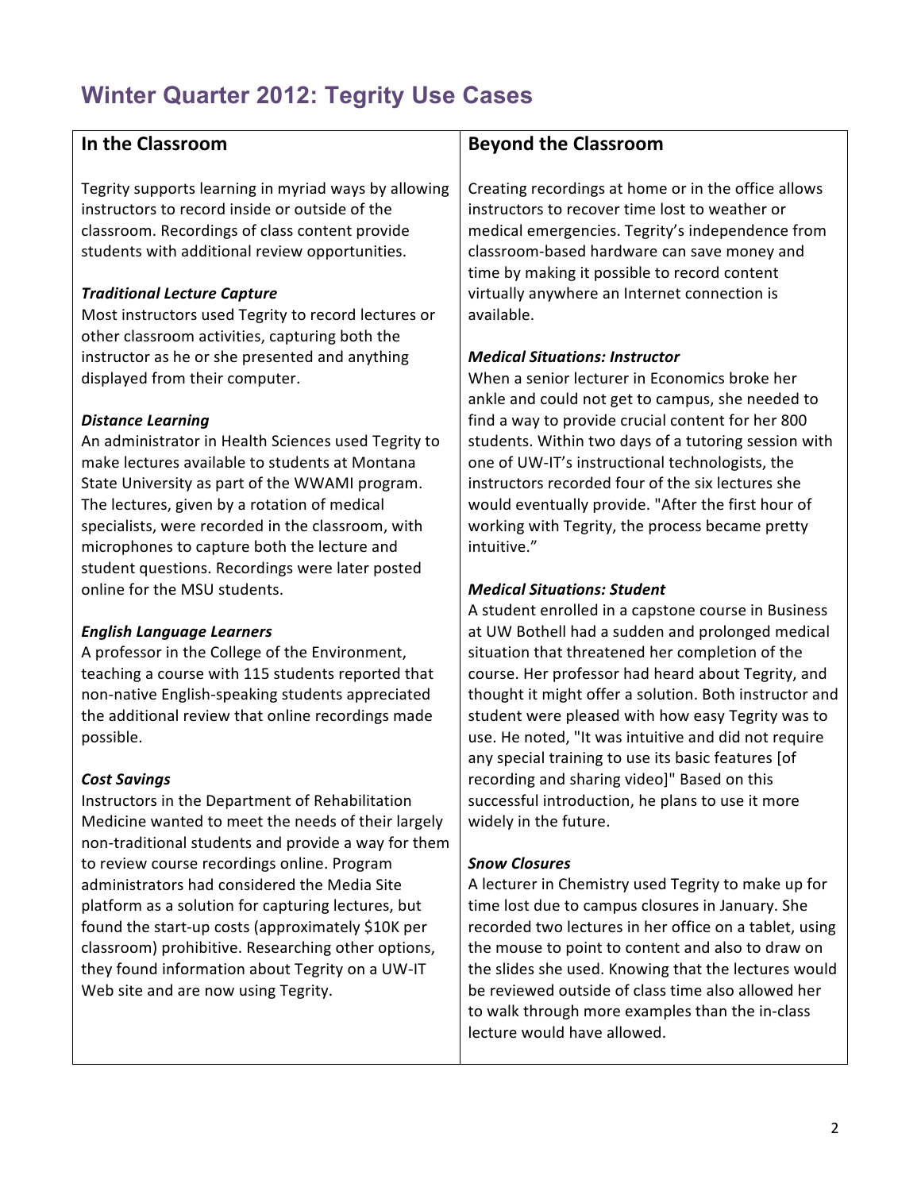# Winter Quarter 2012: Tegrity Use Cases

## In the Classroom

Tegrity supports learning in myriad ways by allowing instructors to record inside or outside of the classroom. Recordings of class content provide students with additional review opportunities.

***Traditional Lecture Capture***

Most instructors used Tegrity to record lectures or other classroom activities, capturing both the instructor as he or she presented and anything displayed from their computer.

***Distance Learning***

An administrator in Health Sciences used Tegrity to make lectures available to students at Montana State University as part of the WWAMI program. The lectures, given by a rotation of medical specialists, were recorded in the classroom, with microphones to capture both the lecture and student questions. Recordings were later posted online for the MSU students.

***English Language Learners***

A professor in the College of the Environment, teaching a course with 115 students reported that non-native English-speaking students appreciated the additional review that online recordings made possible.

***Cost Savings***

Instructors in the Department of Rehabilitation Medicine wanted to meet the needs of their largely non-traditional students and provide a way for them to review course recordings online. Program administrators had considered the Media Site platform as a solution for capturing lectures, but found the start-up costs (approximately $10K per classroom) prohibitive. Researching other options, they found information about Tegrity on a UW-IT Web site and are now using Tegrity.

## Beyond the Classroom

Creating recordings at home or in the office allows instructors to recover time lost to weather or medical emergencies. Tegrity's independence from classroom-based hardware can save money and time by making it possible to record content virtually anywhere an Internet connection is available.

***Medical Situations: Instructor***

When a senior lecturer in Economics broke her ankle and could not get to campus, she needed to find a way to provide crucial content for her 800 students. Within two days of a tutoring session with one of UW-IT's instructional technologists, the instructors recorded four of the six lectures she would eventually provide. "After the first hour of working with Tegrity, the process became pretty intuitive."

***Medical Situations: Student***

A student enrolled in a capstone course in Business at UW Bothell had a sudden and prolonged medical situation that threatened her completion of the course. Her professor had heard about Tegrity, and thought it might offer a solution. Both instructor and student were pleased with how easy Tegrity was to use. He noted, "It was intuitive and did not require any special training to use its basic features [of recording and sharing video]" Based on this successful introduction, he plans to use it more widely in the future.

***Snow Closures***

A lecturer in Chemistry used Tegrity to make up for time lost due to campus closures in January. She recorded two lectures in her office on a tablet, using the mouse to point to content and also to draw on the slides she used. Knowing that the lectures would be reviewed outside of class time also allowed her to walk through more examples than the in-class lecture would have allowed.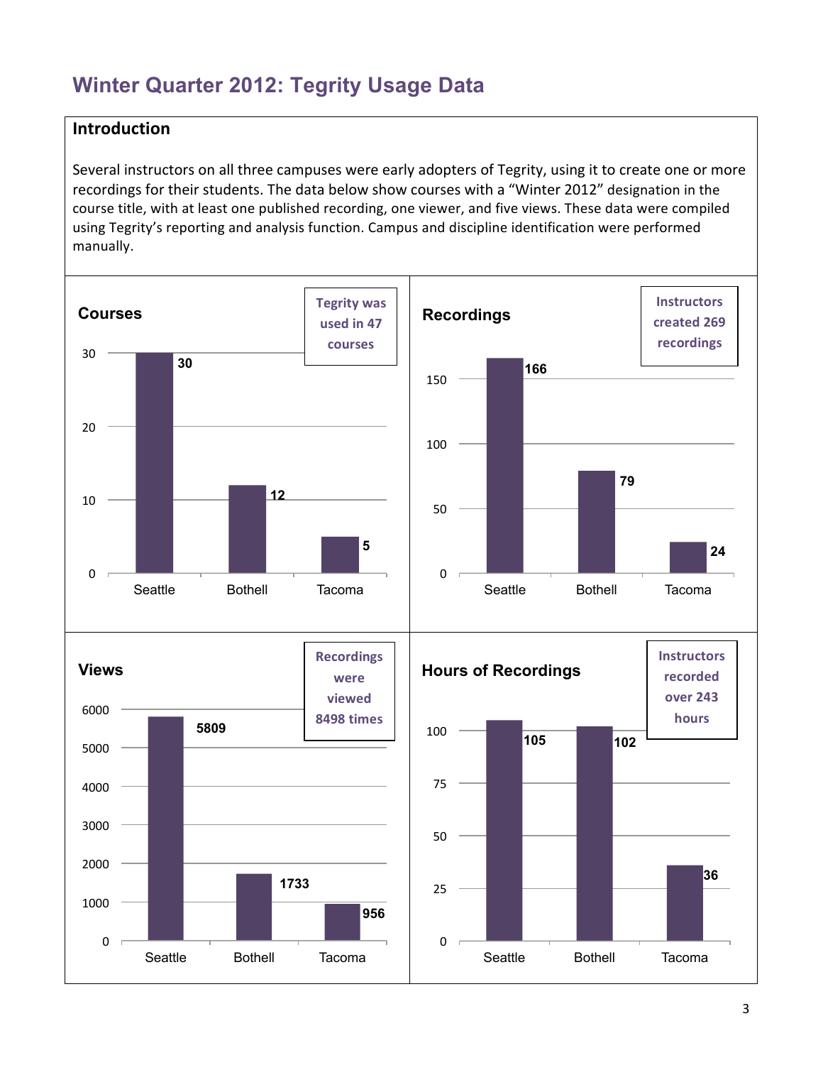# Winter Quarter 2012: Tegrity Usage Data

## Introduction

Several instructors on all three campuses were early adopters of Tegrity, using it to create one or more recordings for their students. The data below show courses with a "Winter 2012" designation in the course title, with at least one published recording, one viewer, and five views. These data were compiled using Tegrity's reporting and analysis function. Campus and discipline identification were performed manually.

### Courses

**Tegrity was used in 47 courses**

| Campus | Courses |
| --- | --- |
| Seattle | 30 |
| Bothell | 12 |
| Tacoma | 5 |

### Recordings

**Instructors created 269 recordings**

| Campus | Recordings |
| --- | --- |
| Seattle | 166 |
| Bothell | 79 |
| Tacoma | 24 |

### Views

**Recordings were viewed 8498 times**

| Campus | Views |
| --- | --- |
| Seattle | 5809 |
| Bothell | 1733 |
| Tacoma | 956 |

### Hours of Recordings

**Instructors recorded over 243 hours**

| Campus | Hours of Recordings |
| --- | --- |
| Seattle | 105 |
| Bothell | 102 |
| Tacoma | 36 |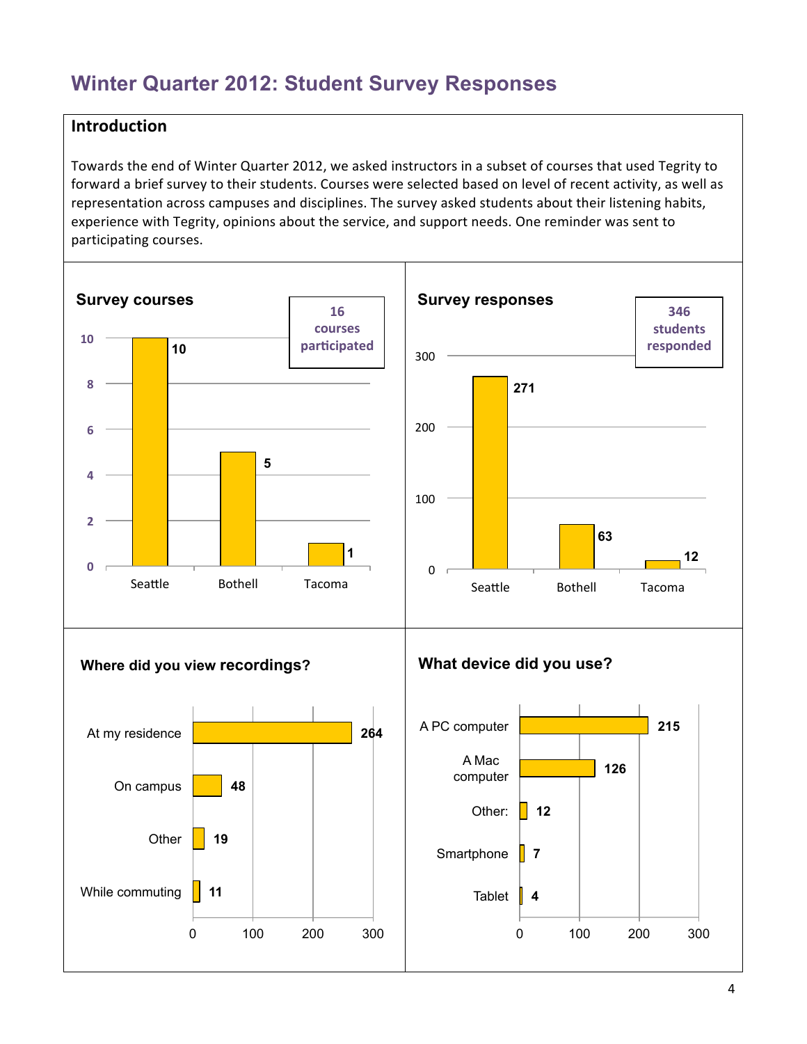# Winter Quarter 2012: Student Survey Responses

## Introduction

Towards the end of Winter Quarter 2012, we asked instructors in a subset of courses that used Tegrity to forward a brief survey to their students. Courses were selected based on level of recent activity, as well as representation across campuses and disciplines. The survey asked students about their listening habits, experience with Tegrity, opinions about the service, and support needs. One reminder was sent to participating courses.

### Survey courses

**16 courses participated**

| Campus | Courses |
|---|---|
| Seattle | 10 |
| Bothell | 5 |
| Tacoma | 1 |

### Survey responses

**346 students responded**

| Campus | Responses |
|---|---|
| Seattle | 271 |
| Bothell | 63 |
| Tacoma | 12 |

### Where did you view recordings?

| Location | Responses |
|---|---|
| At my residence | 264 |
| On campus | 48 |
| Other | 19 |
| While commuting | 11 |

### What device did you use?

| Device | Responses |
|---|---|
| A PC computer | 215 |
| A Mac computer | 126 |
| Other: | 12 |
| Smartphone | 7 |
| Tablet | 4 |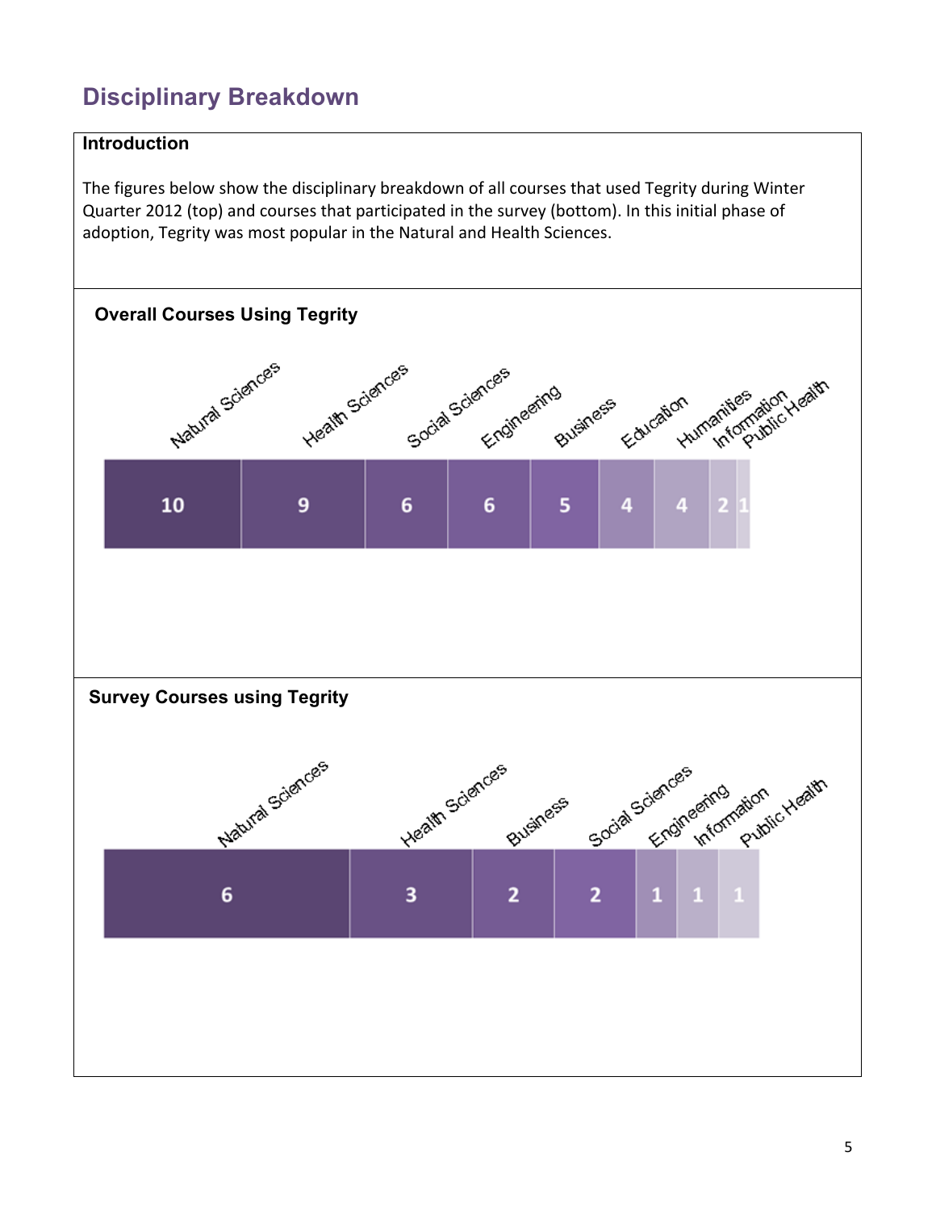## Disciplinary Breakdown

### Introduction

The figures below show the disciplinary breakdown of all courses that used Tegrity during Winter Quarter 2012 (top) and courses that participated in the survey (bottom). In this initial phase of adoption, Tegrity was most popular in the Natural and Health Sciences.

### Overall Courses Using Tegrity

| Natural Sciences | Health Sciences | Social Sciences | Engineering | Business | Education | Humanities | Information | Public Health |
|---|---|---|---|---|---|---|---|---|
| 10 | 9 | 6 | 6 | 5 | 4 | 4 | 2 | 1 |

### Survey Courses using Tegrity

| Natural Sciences | Health Sciences | Business | Social Sciences | Engineering | Information | Public Health |
|---|---|---|---|---|---|---|
| 6 | 3 | 2 | 2 | 1 | 1 | 1 |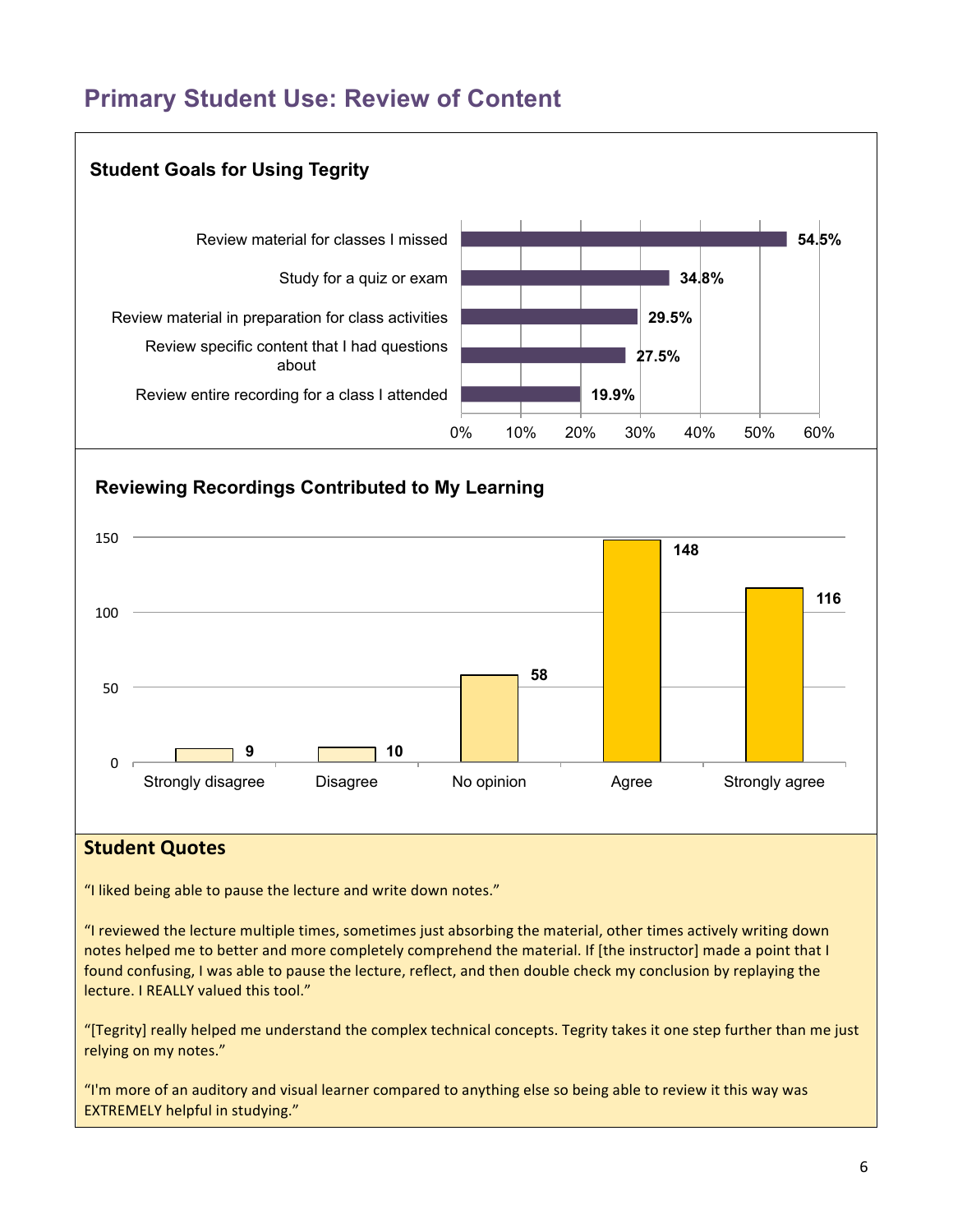## Primary Student Use: Review of Content

### Student Goals for Using Tegrity

| Goal | Percentage |
| --- | --- |
| Review material for classes I missed | 54.5% |
| Study for a quiz or exam | 34.8% |
| Review material in preparation for class activities | 29.5% |
| Review specific content that I had questions about | 27.5% |
| Review entire recording for a class I attended | 19.9% |

### Reviewing Recordings Contributed to My Learning

| Response | Count |
| --- | --- |
| Strongly disagree | 9 |
| Disagree | 10 |
| No opinion | 58 |
| Agree | 148 |
| Strongly agree | 116 |

### Student Quotes

"I liked being able to pause the lecture and write down notes."

"I reviewed the lecture multiple times, sometimes just absorbing the material, other times actively writing down notes helped me to better and more completely comprehend the material. If [the instructor] made a point that I found confusing, I was able to pause the lecture, reflect, and then double check my conclusion by replaying the lecture. I REALLY valued this tool."

"[Tegrity] really helped me understand the complex technical concepts. Tegrity takes it one step further than me just relying on my notes."

"I'm more of an auditory and visual learner compared to anything else so being able to review it this way was EXTREMELY helpful in studying."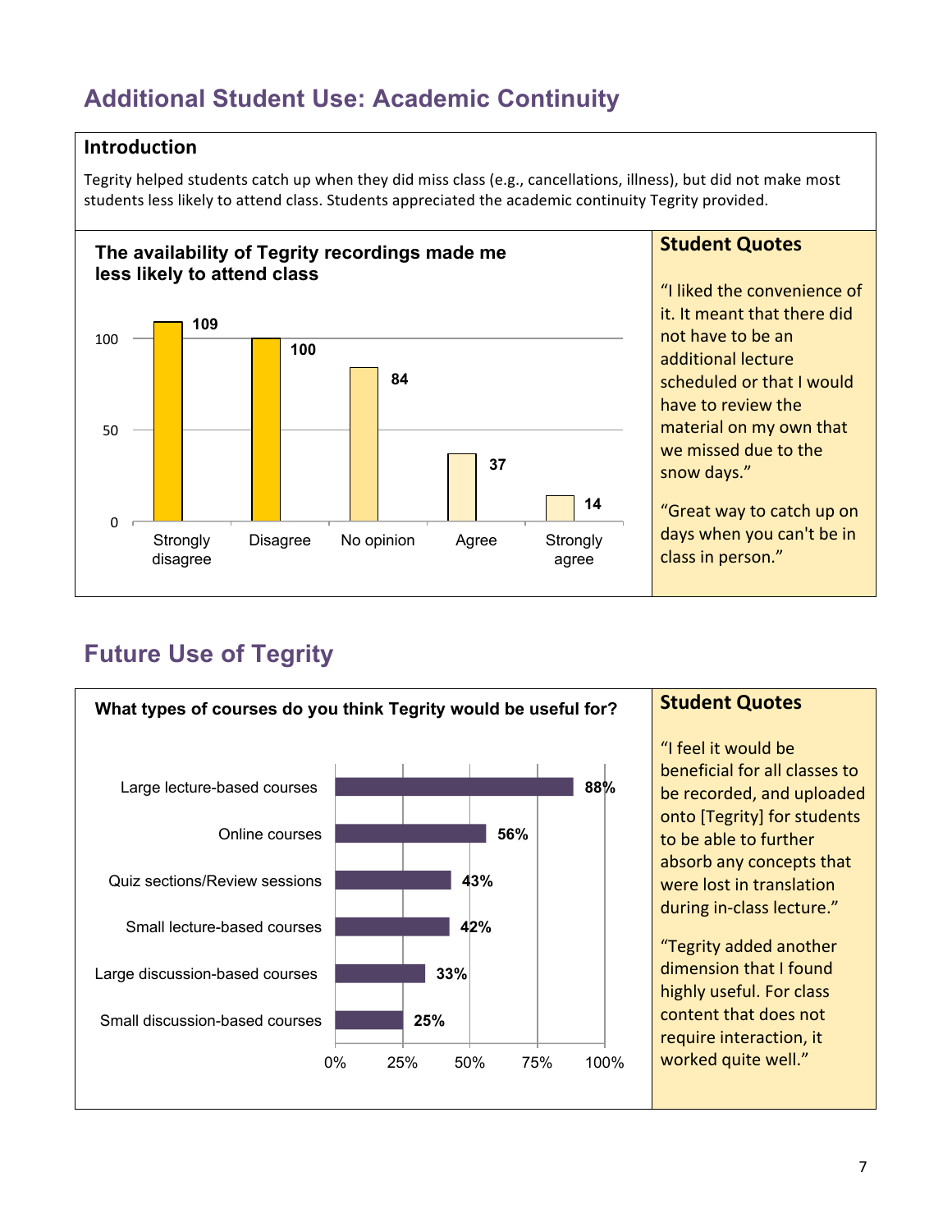## Additional Student Use: Academic Continuity

### Introduction

Tegrity helped students catch up when they did miss class (e.g., cancellations, illness), but did not make most students less likely to attend class. Students appreciated the academic continuity Tegrity provided.

**The availability of Tegrity recordings made me less likely to attend class**

| Response | Count |
|---|---|
| Strongly disagree | 109 |
| Disagree | 100 |
| No opinion | 84 |
| Agree | 37 |
| Strongly agree | 14 |

### Student Quotes

"I liked the convenience of it. It meant that there did not have to be an additional lecture scheduled or that I would have to review the material on my own that we missed due to the snow days."

"Great way to catch up on days when you can't be in class in person."

## Future Use of Tegrity

**What types of courses do you think Tegrity would be useful for?**

| Course type | Percent |
|---|---|
| Large lecture-based courses | 88% |
| Online courses | 56% |
| Quiz sections/Review sessions | 43% |
| Small lecture-based courses | 42% |
| Large discussion-based courses | 33% |
| Small discussion-based courses | 25% |

### Student Quotes

"I feel it would be beneficial for all classes to be recorded, and uploaded onto [Tegrity] for students to be able to further absorb any concepts that were lost in translation during in-class lecture."

"Tegrity added another dimension that I found highly useful. For class content that does not require interaction, it worked quite well."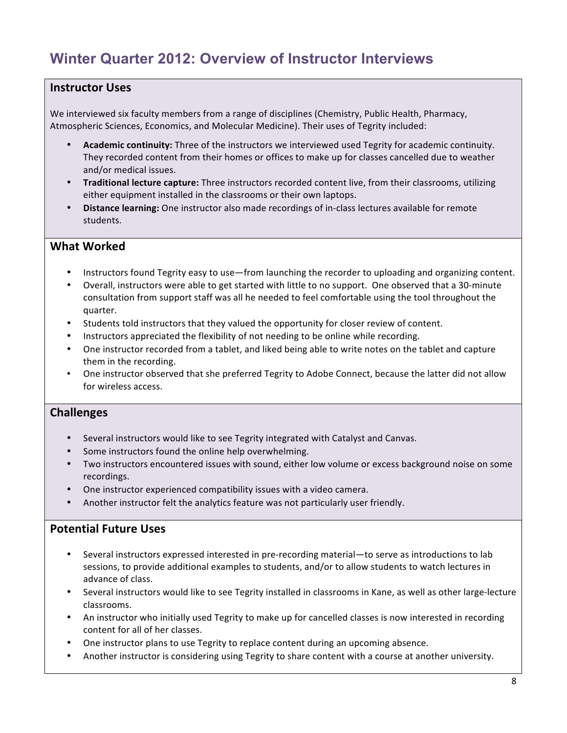# Winter Quarter 2012: Overview of Instructor Interviews

## Instructor Uses

We interviewed six faculty members from a range of disciplines (Chemistry, Public Health, Pharmacy, Atmospheric Sciences, Economics, and Molecular Medicine). Their uses of Tegrity included:

- **Academic continuity:** Three of the instructors we interviewed used Tegrity for academic continuity. They recorded content from their homes or offices to make up for classes cancelled due to weather and/or medical issues.
- **Traditional lecture capture:** Three instructors recorded content live, from their classrooms, utilizing either equipment installed in the classrooms or their own laptops.
- **Distance learning:** One instructor also made recordings of in-class lectures available for remote students.

## What Worked

- Instructors found Tegrity easy to use—from launching the recorder to uploading and organizing content.
- Overall, instructors were able to get started with little to no support. One observed that a 30-minute consultation from support staff was all he needed to feel comfortable using the tool throughout the quarter.
- Students told instructors that they valued the opportunity for closer review of content.
- Instructors appreciated the flexibility of not needing to be online while recording.
- One instructor recorded from a tablet, and liked being able to write notes on the tablet and capture them in the recording.
- One instructor observed that she preferred Tegrity to Adobe Connect, because the latter did not allow for wireless access.

## Challenges

- Several instructors would like to see Tegrity integrated with Catalyst and Canvas.
- Some instructors found the online help overwhelming.
- Two instructors encountered issues with sound, either low volume or excess background noise on some recordings.
- One instructor experienced compatibility issues with a video camera.
- Another instructor felt the analytics feature was not particularly user friendly.

## Potential Future Uses

- Several instructors expressed interested in pre-recording material—to serve as introductions to lab sessions, to provide additional examples to students, and/or to allow students to watch lectures in advance of class.
- Several instructors would like to see Tegrity installed in classrooms in Kane, as well as other large-lecture classrooms.
- An instructor who initially used Tegrity to make up for cancelled classes is now interested in recording content for all of her classes.
- One instructor plans to use Tegrity to replace content during an upcoming absence.
- Another instructor is considering using Tegrity to share content with a course at another university.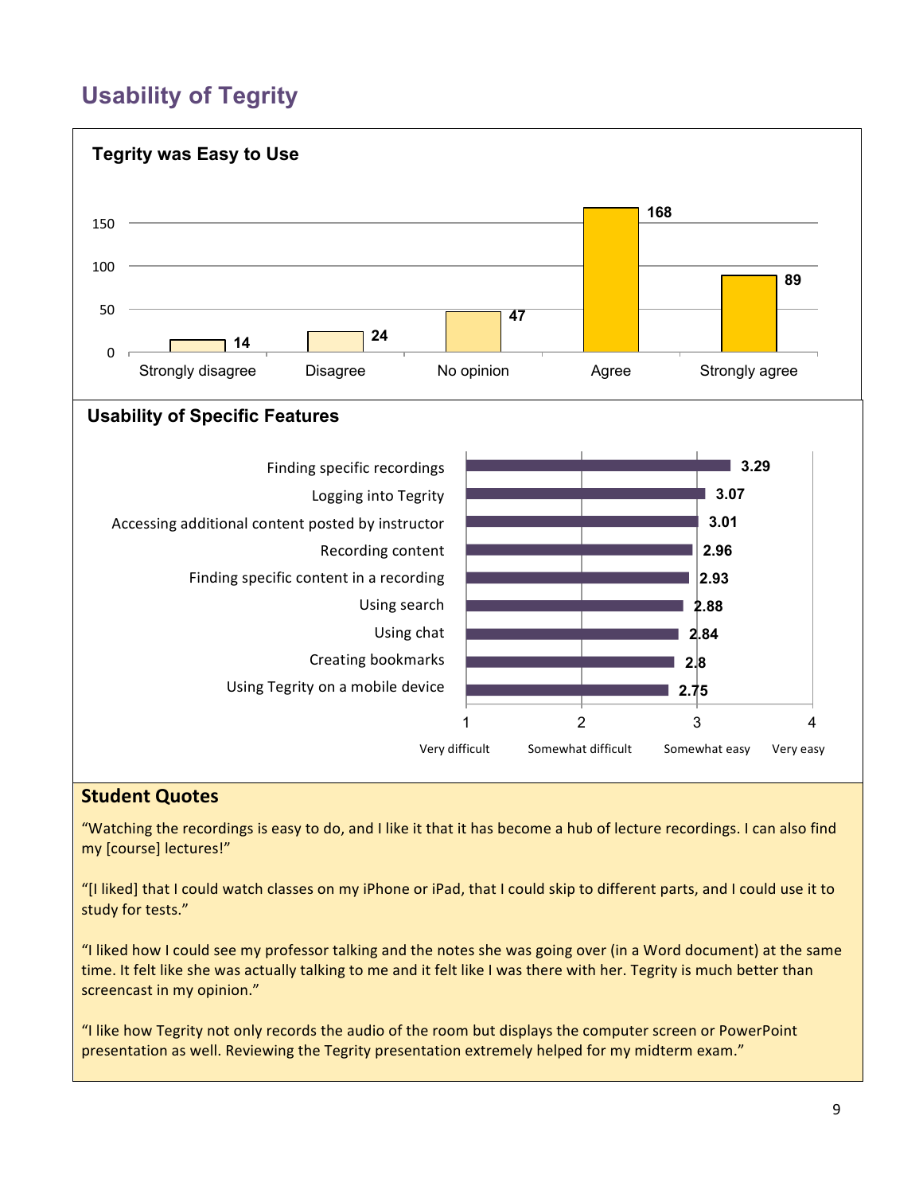# Usability of Tegrity

### Tegrity was Easy to Use

| Response | Count |
|---|---|
| Strongly disagree | 14 |
| Disagree | 24 |
| No opinion | 47 |
| Agree | 168 |
| Strongly agree | 89 |

### Usability of Specific Features

| Feature | Score |
|---|---|
| Finding specific recordings | 3.29 |
| Logging into Tegrity | 3.07 |
| Accessing additional content posted by instructor | 3.01 |
| Recording content | 2.96 |
| Finding specific content in a recording | 2.93 |
| Using search | 2.88 |
| Using chat | 2.84 |
| Creating bookmarks | 2.8 |
| Using Tegrity on a mobile device | 2.75 |

Scale: 1 = Very difficult, 2 = Somewhat difficult, 3 = Somewhat easy, 4 = Very easy

### Student Quotes

"Watching the recordings is easy to do, and I like it that it has become a hub of lecture recordings. I can also find my [course] lectures!"

"[I liked] that I could watch classes on my iPhone or iPad, that I could skip to different parts, and I could use it to study for tests."

"I liked how I could see my professor talking and the notes she was going over (in a Word document) at the same time. It felt like she was actually talking to me and it felt like I was there with her. Tegrity is much better than screencast in my opinion."

"I like how Tegrity not only records the audio of the room but displays the computer screen or PowerPoint presentation as well. Reviewing the Tegrity presentation extremely helped for my midterm exam."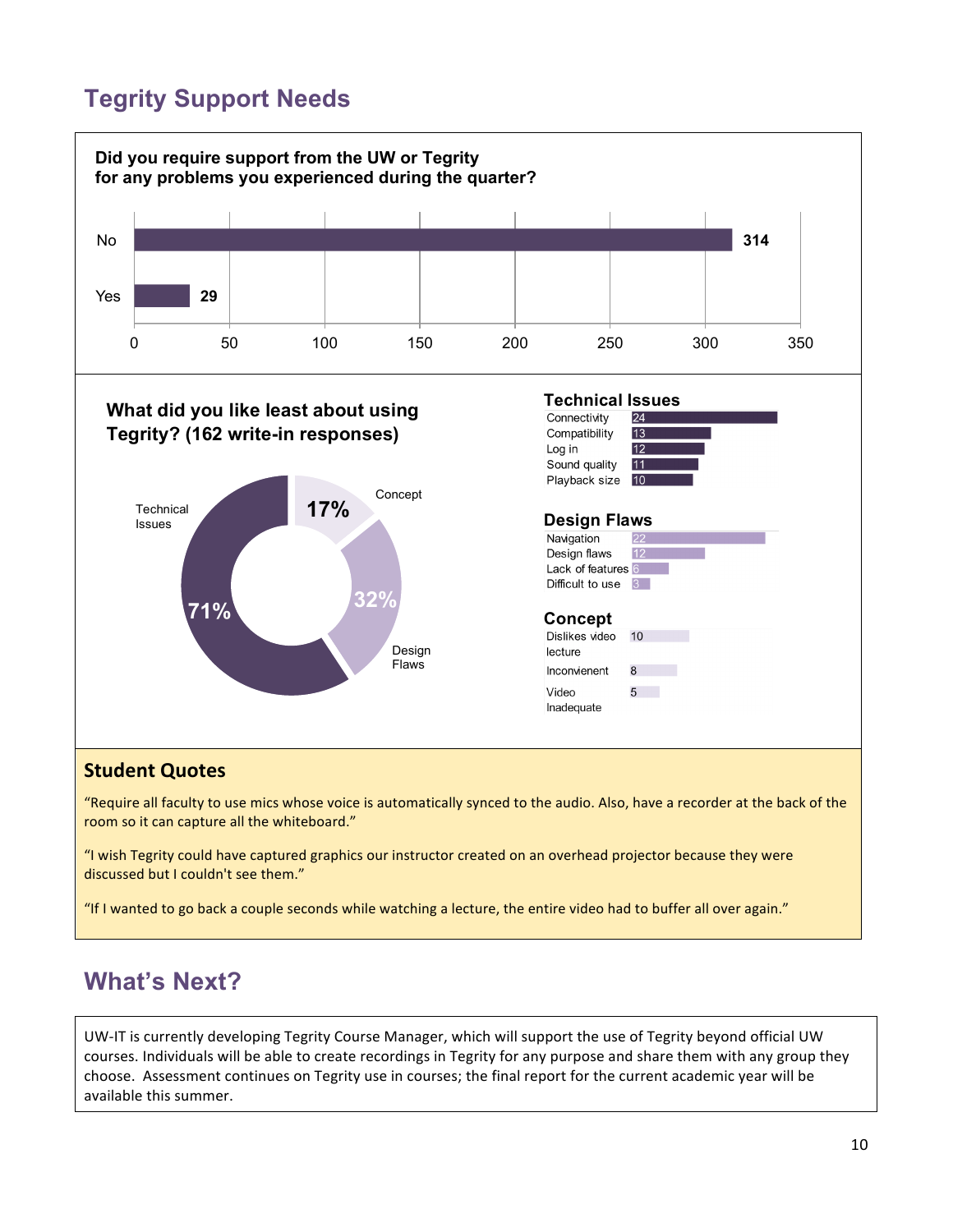## Tegrity Support Needs

**Did you require support from the UW or Tegrity for any problems you experienced during the quarter?**

No 314

Yes 29

0 50 100 150 200 250 300 350

**What did you like least about using Tegrity? (162 write-in responses)**

Technical Issues 71%

Concept 17%

Design Flaws 32%

**Technical Issues**

Connectivity 24
Compatibility 13
Log in 12
Sound quality 11
Playback size 10

**Design Flaws**

Navigation 22
Design flaws 12
Lack of features 6
Difficult to use 3

**Concept**

Dislikes video lecture 10
Inconvienent 8
Video Inadequate 5

### Student Quotes

"Require all faculty to use mics whose voice is automatically synced to the audio. Also, have a recorder at the back of the room so it can capture all the whiteboard."

"I wish Tegrity could have captured graphics our instructor created on an overhead projector because they were discussed but I couldn't see them."

"If I wanted to go back a couple seconds while watching a lecture, the entire video had to buffer all over again."

## What's Next?

UW-IT is currently developing Tegrity Course Manager, which will support the use of Tegrity beyond official UW courses. Individuals will be able to create recordings in Tegrity for any purpose and share them with any group they choose. Assessment continues on Tegrity use in courses; the final report for the current academic year will be available this summer.